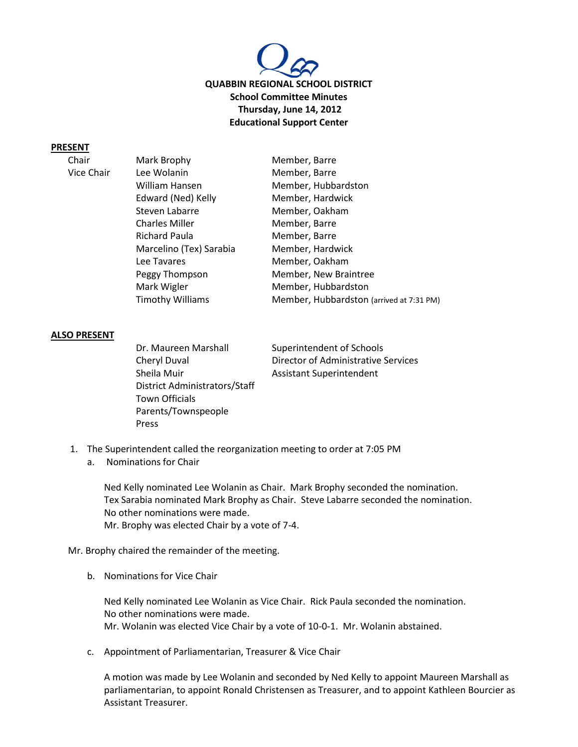**QUABBIN REGIONAL SCHOOL DISTRICT**
**School Committee Minutes**
**Thursday, June 14, 2012**
**Educational Support Center**

**PRESENT**

| | | |
|---|---|---|
| Chair | Mark Brophy | Member, Barre |
| Vice Chair | Lee Wolanin | Member, Barre |
| | William Hansen | Member, Hubbardston |
| | Edward (Ned) Kelly | Member, Hardwick |
| | Steven Labarre | Member, Oakham |
| | Charles Miller | Member, Barre |
| | Richard Paula | Member, Barre |
| | Marcelino (Tex) Sarabia | Member, Hardwick |
| | Lee Tavares | Member, Oakham |
| | Peggy Thompson | Member, New Braintree |
| | Mark Wigler | Member, Hubbardston |
| | Timothy Williams | Member, Hubbardston (arrived at 7:31 PM) |

**ALSO PRESENT**

| | |
|---|---|
| Dr. Maureen Marshall | Superintendent of Schools |
| Cheryl Duval | Director of Administrative Services |
| Sheila Muir | Assistant Superintendent |
| District Administrators/Staff | |
| Town Officials | |
| Parents/Townspeople | |
| Press | |

1. The Superintendent called the reorganization meeting to order at 7:05 PM
   a. Nominations for Chair

      Ned Kelly nominated Lee Wolanin as Chair. Mark Brophy seconded the nomination.
      Tex Sarabia nominated Mark Brophy as Chair. Steve Labarre seconded the nomination.
      No other nominations were made.
      Mr. Brophy was elected Chair by a vote of 7-4.

Mr. Brophy chaired the remainder of the meeting.

   b. Nominations for Vice Chair

      Ned Kelly nominated Lee Wolanin as Vice Chair. Rick Paula seconded the nomination.
      No other nominations were made.
      Mr. Wolanin was elected Vice Chair by a vote of 10-0-1. Mr. Wolanin abstained.

   c. Appointment of Parliamentarian, Treasurer & Vice Chair

      A motion was made by Lee Wolanin and seconded by Ned Kelly to appoint Maureen Marshall as parliamentarian, to appoint Ronald Christensen as Treasurer, and to appoint Kathleen Bourcier as Assistant Treasurer.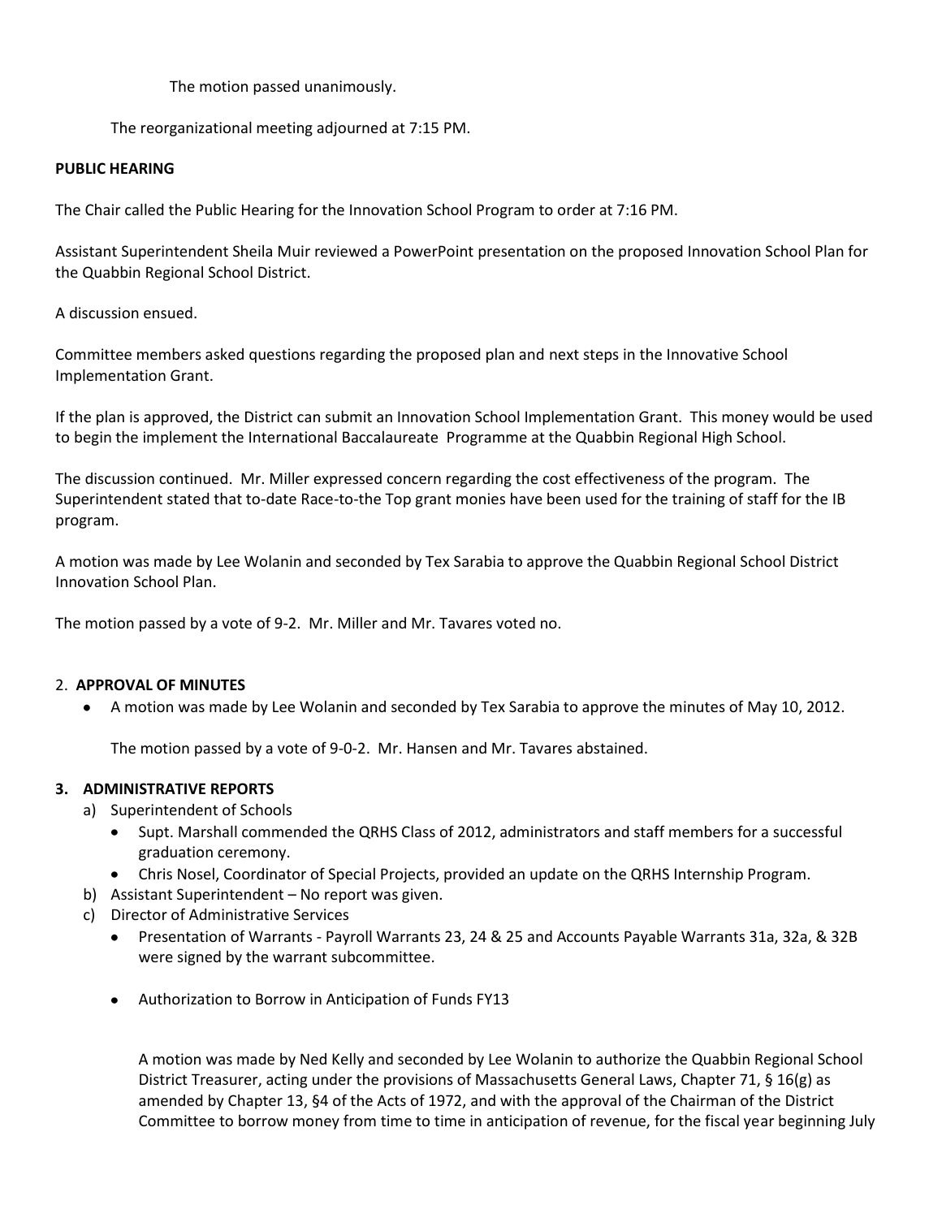The motion passed unanimously.

The reorganizational meeting adjourned at 7:15 PM.

**PUBLIC HEARING**

The Chair called the Public Hearing for the Innovation School Program to order at 7:16 PM.

Assistant Superintendent Sheila Muir reviewed a PowerPoint presentation on the proposed Innovation School Plan for the Quabbin Regional School District.

A discussion ensued.

Committee members asked questions regarding the proposed plan and next steps in the Innovative School Implementation Grant.

If the plan is approved, the District can submit an Innovation School Implementation Grant. This money would be used to begin the implement the International Baccalaureate Programme at the Quabbin Regional High School.

The discussion continued. Mr. Miller expressed concern regarding the cost effectiveness of the program. The Superintendent stated that to-date Race-to-the Top grant monies have been used for the training of staff for the IB program.

A motion was made by Lee Wolanin and seconded by Tex Sarabia to approve the Quabbin Regional School District Innovation School Plan.

The motion passed by a vote of 9-2. Mr. Miller and Mr. Tavares voted no.

2. **APPROVAL OF MINUTES**
   - A motion was made by Lee Wolanin and seconded by Tex Sarabia to approve the minutes of May 10, 2012.

     The motion passed by a vote of 9-0-2. Mr. Hansen and Mr. Tavares abstained.

3. **ADMINISTRATIVE REPORTS**
   a) Superintendent of Schools
      - Supt. Marshall commended the QRHS Class of 2012, administrators and staff members for a successful graduation ceremony.
      - Chris Nosel, Coordinator of Special Projects, provided an update on the QRHS Internship Program.

   b) Assistant Superintendent – No report was given.

   c) Director of Administrative Services
      - Presentation of Warrants - Payroll Warrants 23, 24 & 25 and Accounts Payable Warrants 31a, 32a, & 32B were signed by the warrant subcommittee.
      - Authorization to Borrow in Anticipation of Funds FY13

        A motion was made by Ned Kelly and seconded by Lee Wolanin to authorize the Quabbin Regional School District Treasurer, acting under the provisions of Massachusetts General Laws, Chapter 71, § 16(g) as amended by Chapter 13, §4 of the Acts of 1972, and with the approval of the Chairman of the District Committee to borrow money from time to time in anticipation of revenue, for the fiscal year beginning July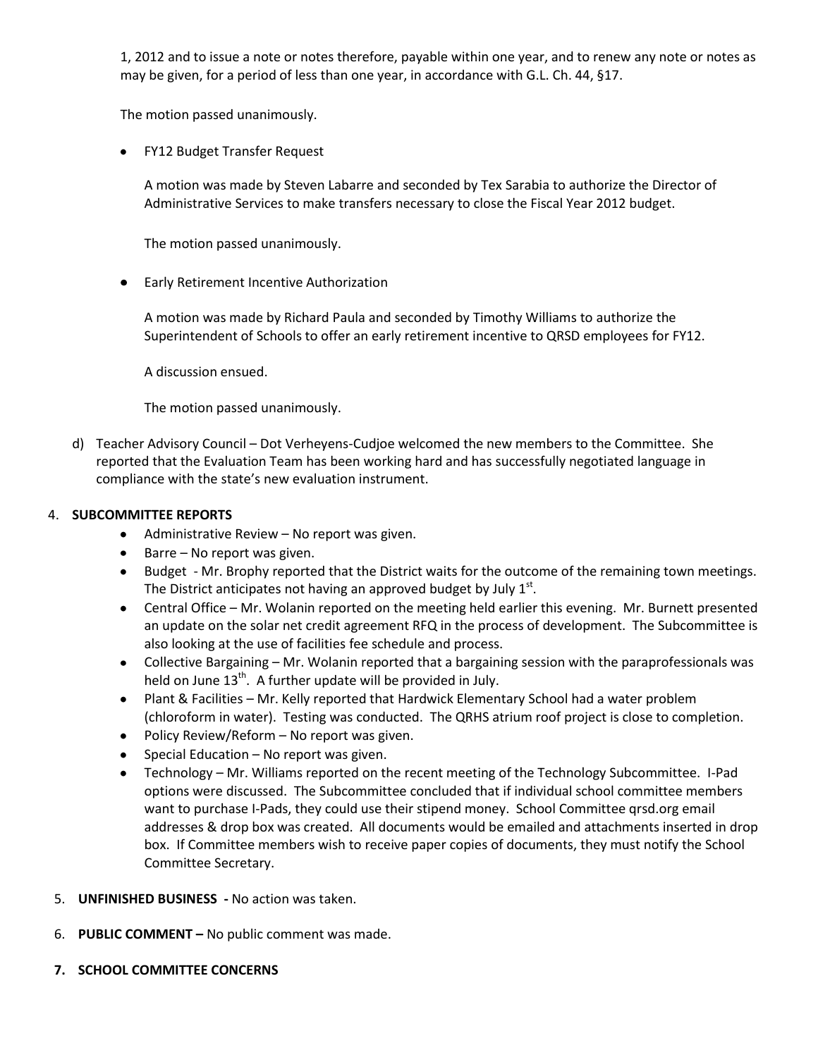1, 2012 and to issue a note or notes therefore, payable within one year, and to renew any note or notes as may be given, for a period of less than one year, in accordance with G.L. Ch. 44, §17.

The motion passed unanimously.

- FY12 Budget Transfer Request

  A motion was made by Steven Labarre and seconded by Tex Sarabia to authorize the Director of Administrative Services to make transfers necessary to close the Fiscal Year 2012 budget.

  The motion passed unanimously.

- Early Retirement Incentive Authorization

  A motion was made by Richard Paula and seconded by Timothy Williams to authorize the Superintendent of Schools to offer an early retirement incentive to QRSD employees for FY12.

  A discussion ensued.

  The motion passed unanimously.

d) Teacher Advisory Council – Dot Verheyens-Cudjoe welcomed the new members to the Committee. She reported that the Evaluation Team has been working hard and has successfully negotiated language in compliance with the state's new evaluation instrument.

4. **SUBCOMMITTEE REPORTS**
   - Administrative Review – No report was given.
   - Barre – No report was given.
   - Budget - Mr. Brophy reported that the District waits for the outcome of the remaining town meetings. The District anticipates not having an approved budget by July 1st.
   - Central Office – Mr. Wolanin reported on the meeting held earlier this evening. Mr. Burnett presented an update on the solar net credit agreement RFQ in the process of development. The Subcommittee is also looking at the use of facilities fee schedule and process.
   - Collective Bargaining – Mr. Wolanin reported that a bargaining session with the paraprofessionals was held on June 13th. A further update will be provided in July.
   - Plant & Facilities – Mr. Kelly reported that Hardwick Elementary School had a water problem (chloroform in water). Testing was conducted. The QRHS atrium roof project is close to completion.
   - Policy Review/Reform – No report was given.
   - Special Education – No report was given.
   - Technology – Mr. Williams reported on the recent meeting of the Technology Subcommittee. I-Pad options were discussed. The Subcommittee concluded that if individual school committee members want to purchase I-Pads, they could use their stipend money. School Committee qrsd.org email addresses & drop box was created. All documents would be emailed and attachments inserted in drop box. If Committee members wish to receive paper copies of documents, they must notify the School Committee Secretary.

5. **UNFINISHED BUSINESS -** No action was taken.

6. **PUBLIC COMMENT –** No public comment was made.

7. **SCHOOL COMMITTEE CONCERNS**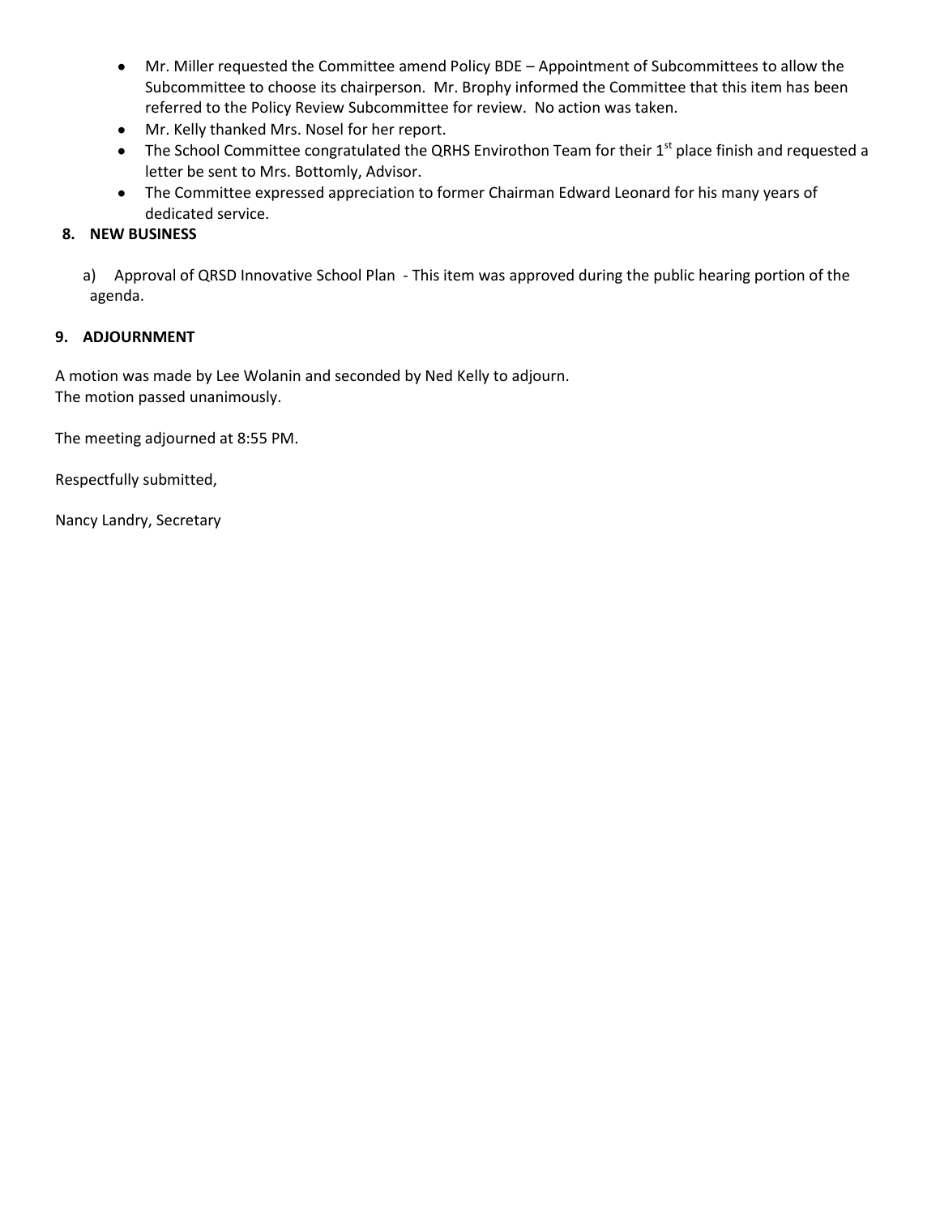- Mr. Miller requested the Committee amend Policy BDE – Appointment of Subcommittees to allow the Subcommittee to choose its chairperson. Mr. Brophy informed the Committee that this item has been referred to the Policy Review Subcommittee for review. No action was taken.
- Mr. Kelly thanked Mrs. Nosel for her report.
- The School Committee congratulated the QRHS Envirothon Team for their 1st place finish and requested a letter be sent to Mrs. Bottomly, Advisor.
- The Committee expressed appreciation to former Chairman Edward Leonard for his many years of dedicated service.

**8. NEW BUSINESS**

a) Approval of QRSD Innovative School Plan - This item was approved during the public hearing portion of the agenda.

**9. ADJOURNMENT**

A motion was made by Lee Wolanin and seconded by Ned Kelly to adjourn.
The motion passed unanimously.

The meeting adjourned at 8:55 PM.

Respectfully submitted,

Nancy Landry, Secretary